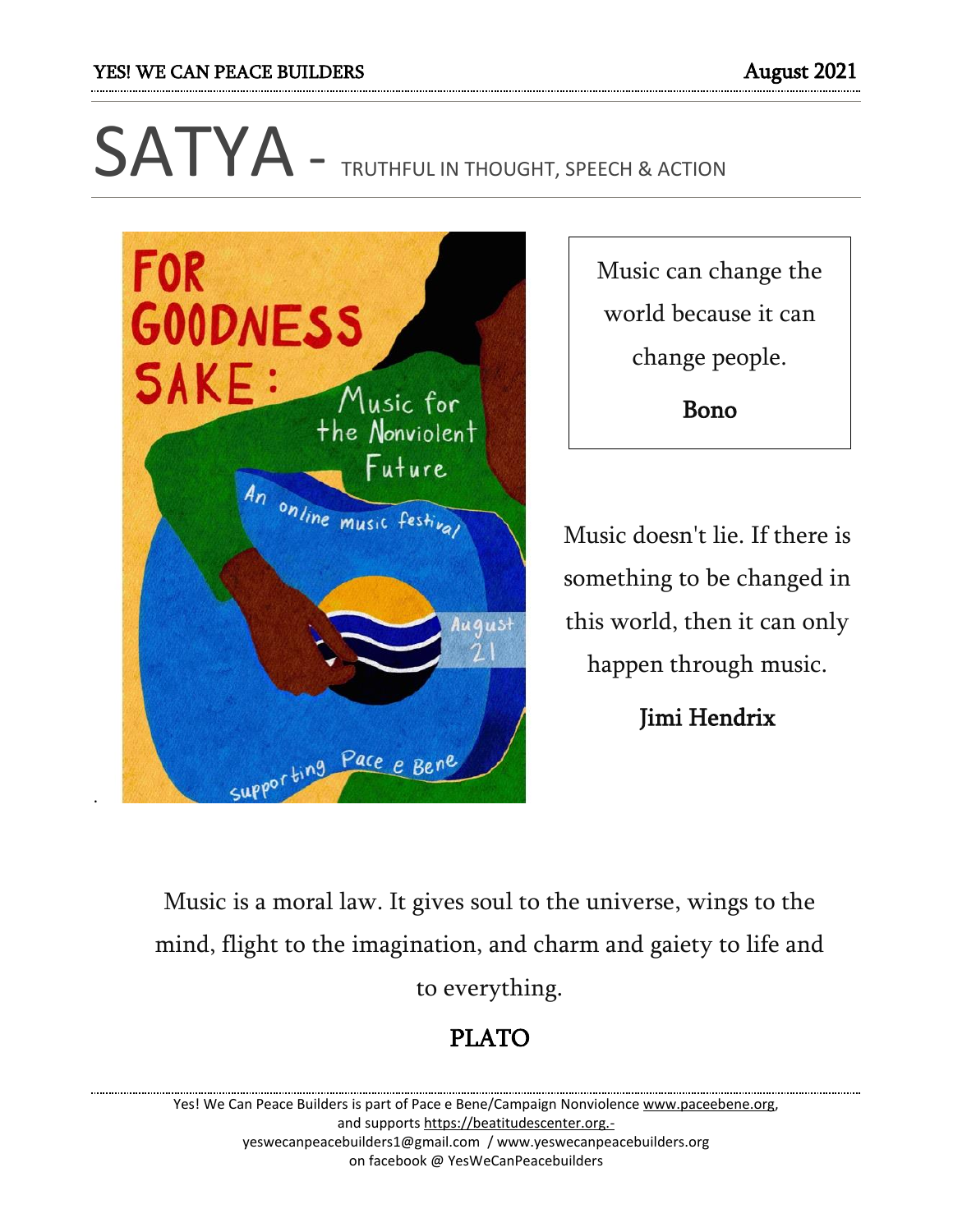# SATYA - TRUTHFUL IN THOUGHT, SPEECH & ACTION

FOR GOODNESS SAKE: Music for the Nonviolent Future

An online music festival

August 21

supporting Pace e Bene

> Music can change the world because it can change people.
>
> **Bono**

Music doesn't lie. If there is something to be changed in this world, then it can only happen through music.

**Jimi Hendrix**

Music is a moral law. It gives soul to the universe, wings to the mind, flight to the imagination, and charm and gaiety to life and to everything.

**PLATO**

Yes! We Can Peace Builders is part of Pace e Bene/Campaign Nonviolence www.paceebene.org, and supports https://beatitudescenter.org.-
yeswecanpeacebuilders1@gmail.com / www.yeswecanpeacebuilders.org
on facebook @ YesWeCanPeacebuilders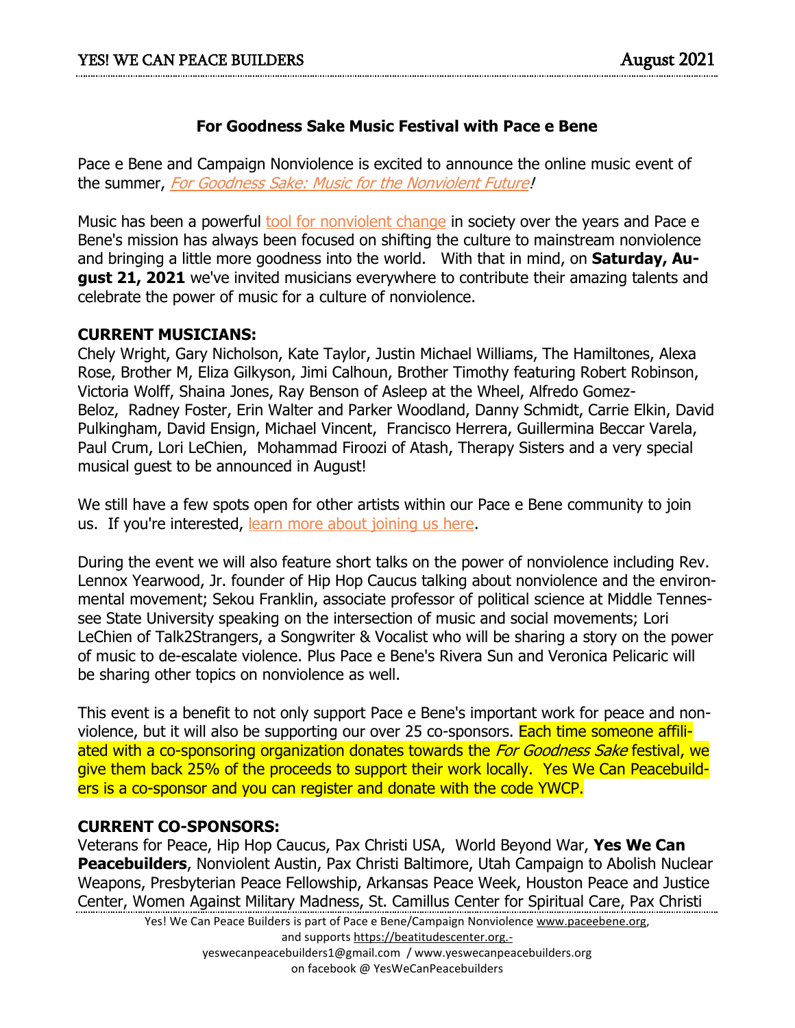## For Goodness Sake Music Festival with Pace e Bene

Pace e Bene and Campaign Nonviolence is excited to announce the online music event of the summer, *For Goodness Sake: Music for the Nonviolent Future*!

Music has been a powerful tool for nonviolent change in society over the years and Pace e Bene's mission has always been focused on shifting the culture to mainstream nonviolence and bringing a little more goodness into the world. With that in mind, on **Saturday, August 21, 2021** we've invited musicians everywhere to contribute their amazing talents and celebrate the power of music for a culture of nonviolence.

**CURRENT MUSICIANS:**
Chely Wright, Gary Nicholson, Kate Taylor, Justin Michael Williams, The Hamiltones, Alexa Rose, Brother M, Eliza Gilkyson, Jimi Calhoun, Brother Timothy featuring Robert Robinson, Victoria Wolff, Shaina Jones, Ray Benson of Asleep at the Wheel, Alfredo Gomez-Beloz, Radney Foster, Erin Walter and Parker Woodland, Danny Schmidt, Carrie Elkin, David Pulkingham, David Ensign, Michael Vincent, Francisco Herrera, Guillermina Beccar Varela, Paul Crum, Lori LeChien, Mohammad Firoozi of Atash, Therapy Sisters and a very special musical guest to be announced in August!

We still have a few spots open for other artists within our Pace e Bene community to join us. If you're interested, learn more about joining us here.

During the event we will also feature short talks on the power of nonviolence including Rev. Lennox Yearwood, Jr. founder of Hip Hop Caucus talking about nonviolence and the environmental movement; Sekou Franklin, associate professor of political science at Middle Tennessee State University speaking on the intersection of music and social movements; Lori LeChien of Talk2Strangers, a Songwriter & Vocalist who will be sharing a story on the power of music to de-escalate violence. Plus Pace e Bene's Rivera Sun and Veronica Pelicaric will be sharing other topics on nonviolence as well.

This event is a benefit to not only support Pace e Bene's important work for peace and nonviolence, but it will also be supporting our over 25 co-sponsors. Each time someone affiliated with a co-sponsoring organization donates towards the *For Goodness Sake* festival, we give them back 25% of the proceeds to support their work locally. Yes We Can Peacebuilders is a co-sponsor and you can register and donate with the code YWCP.

**CURRENT CO-SPONSORS:**
Veterans for Peace, Hip Hop Caucus, Pax Christi USA, World Beyond War, **Yes We Can Peacebuilders**, Nonviolent Austin, Pax Christi Baltimore, Utah Campaign to Abolish Nuclear Weapons, Presbyterian Peace Fellowship, Arkansas Peace Week, Houston Peace and Justice Center, Women Against Military Madness, St. Camillus Center for Spiritual Care, Pax Christi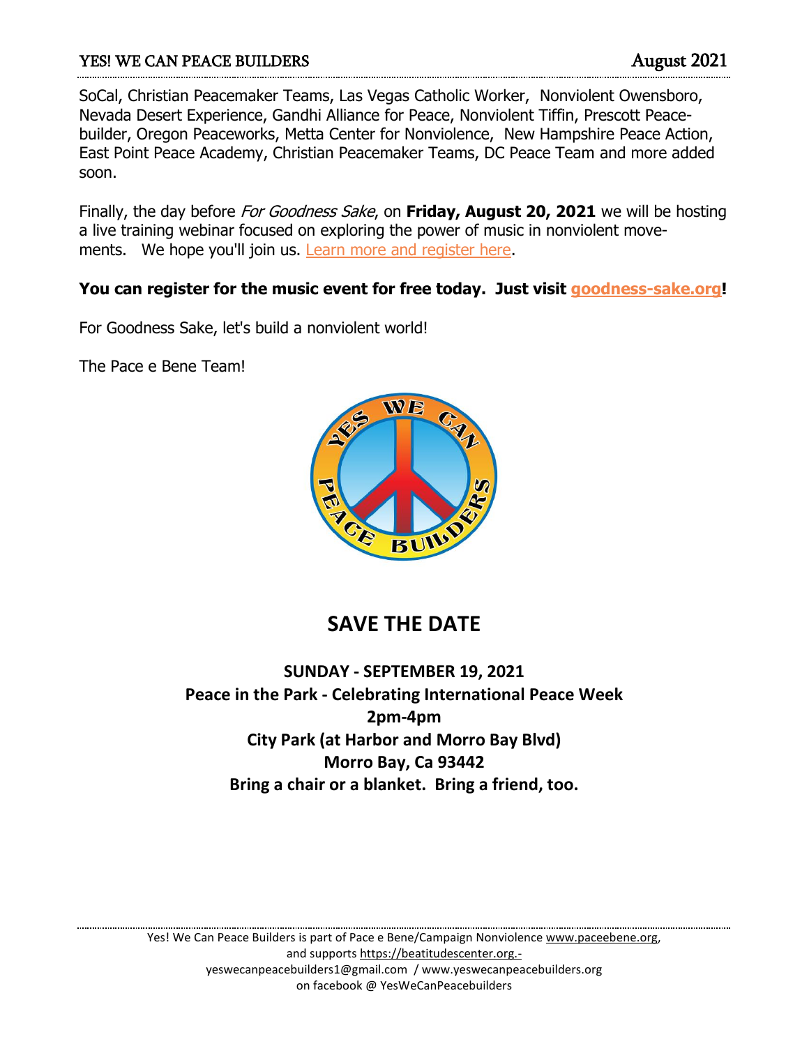SoCal, Christian Peacemaker Teams, Las Vegas Catholic Worker, Nonviolent Owensboro, Nevada Desert Experience, Gandhi Alliance for Peace, Nonviolent Tiffin, Prescott Peacebuilder, Oregon Peaceworks, Metta Center for Nonviolence, New Hampshire Peace Action, East Point Peace Academy, Christian Peacemaker Teams, DC Peace Team and more added soon.

Finally, the day before *For Goodness Sake*, on **Friday, August 20, 2021** we will be hosting a live training webinar focused on exploring the power of music in nonviolent movements. We hope you'll join us. Learn more and register here.

**You can register for the music event for free today. Just visit goodness-sake.org!**

For Goodness Sake, let's build a nonviolent world!

The Pace e Bene Team!

## SAVE THE DATE

**SUNDAY - SEPTEMBER 19, 2021**
**Peace in the Park - Celebrating International Peace Week**
**2pm-4pm**
**City Park (at Harbor and Morro Bay Blvd)**
**Morro Bay, Ca 93442**
**Bring a chair or a blanket. Bring a friend, too.**

Yes! We Can Peace Builders is part of Pace e Bene/Campaign Nonviolence www.paceebene.org, and supports https://beatitudescenter.org.-
yeswecanpeacebuilders1@gmail.com / www.yeswecanpeacebuilders.org
on facebook @ YesWeCanPeacebuilders